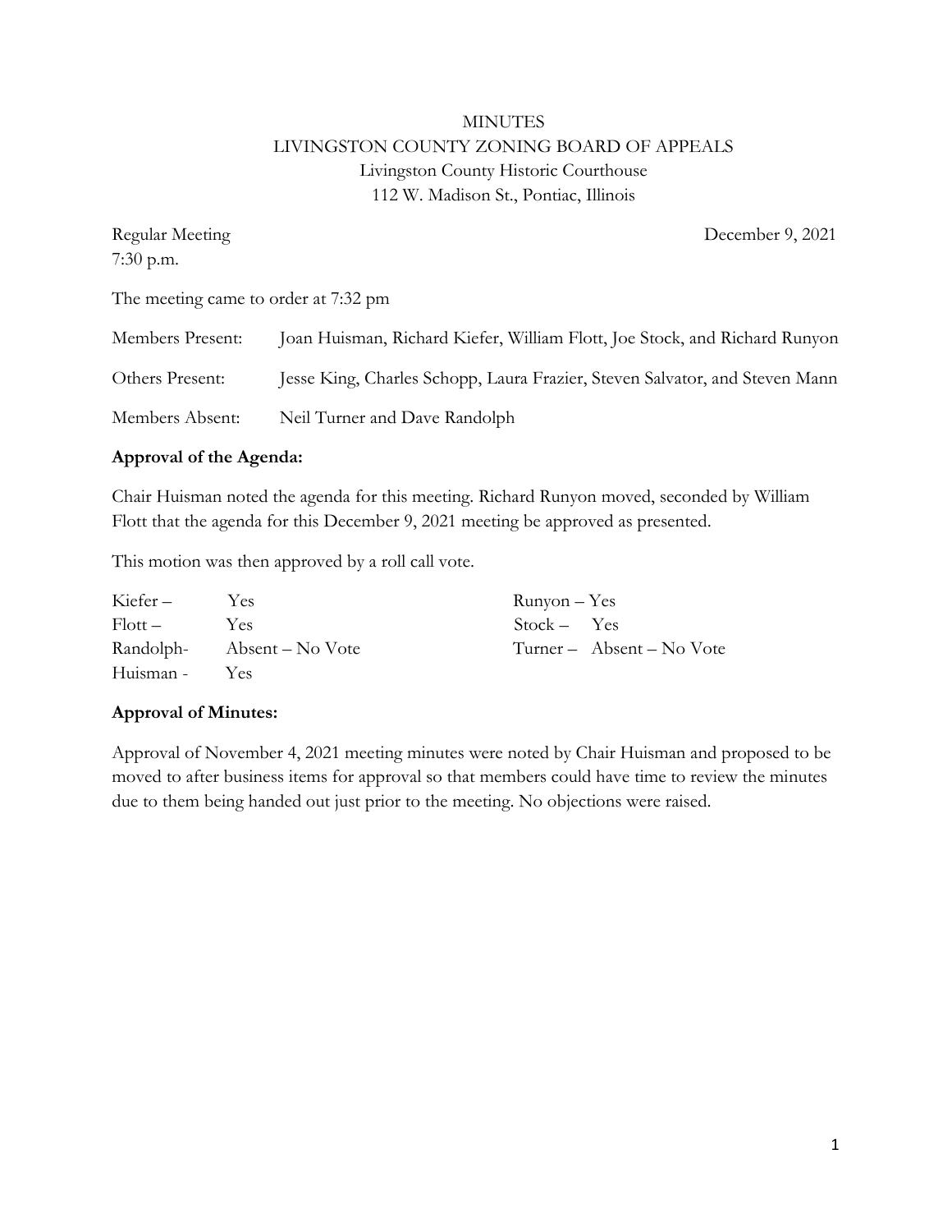# MINUTES

## LIVINGSTON COUNTY ZONING BOARD OF APPEALS

Livingston County Historic Courthouse
112 W. Madison St., Pontiac, Illinois

Regular Meeting — December 9, 2021
7:30 p.m.

The meeting came to order at 7:32 pm

Members Present: Joan Huisman, Richard Kiefer, William Flott, Joe Stock, and Richard Runyon

Others Present: Jesse King, Charles Schopp, Laura Frazier, Steven Salvator, and Steven Mann

Members Absent: Neil Turner and Dave Randolph

**Approval of the Agenda:**

Chair Huisman noted the agenda for this meeting. Richard Runyon moved, seconded by William Flott that the agenda for this December 9, 2021 meeting be approved as presented.

This motion was then approved by a roll call vote.

Kiefer – Yes
Flott – Yes
Randolph- Absent – No Vote
Huisman - Yes
Runyon – Yes
Stock – Yes
Turner – Absent – No Vote

**Approval of Minutes:**

Approval of November 4, 2021 meeting minutes were noted by Chair Huisman and proposed to be moved to after business items for approval so that members could have time to review the minutes due to them being handed out just prior to the meeting. No objections were raised.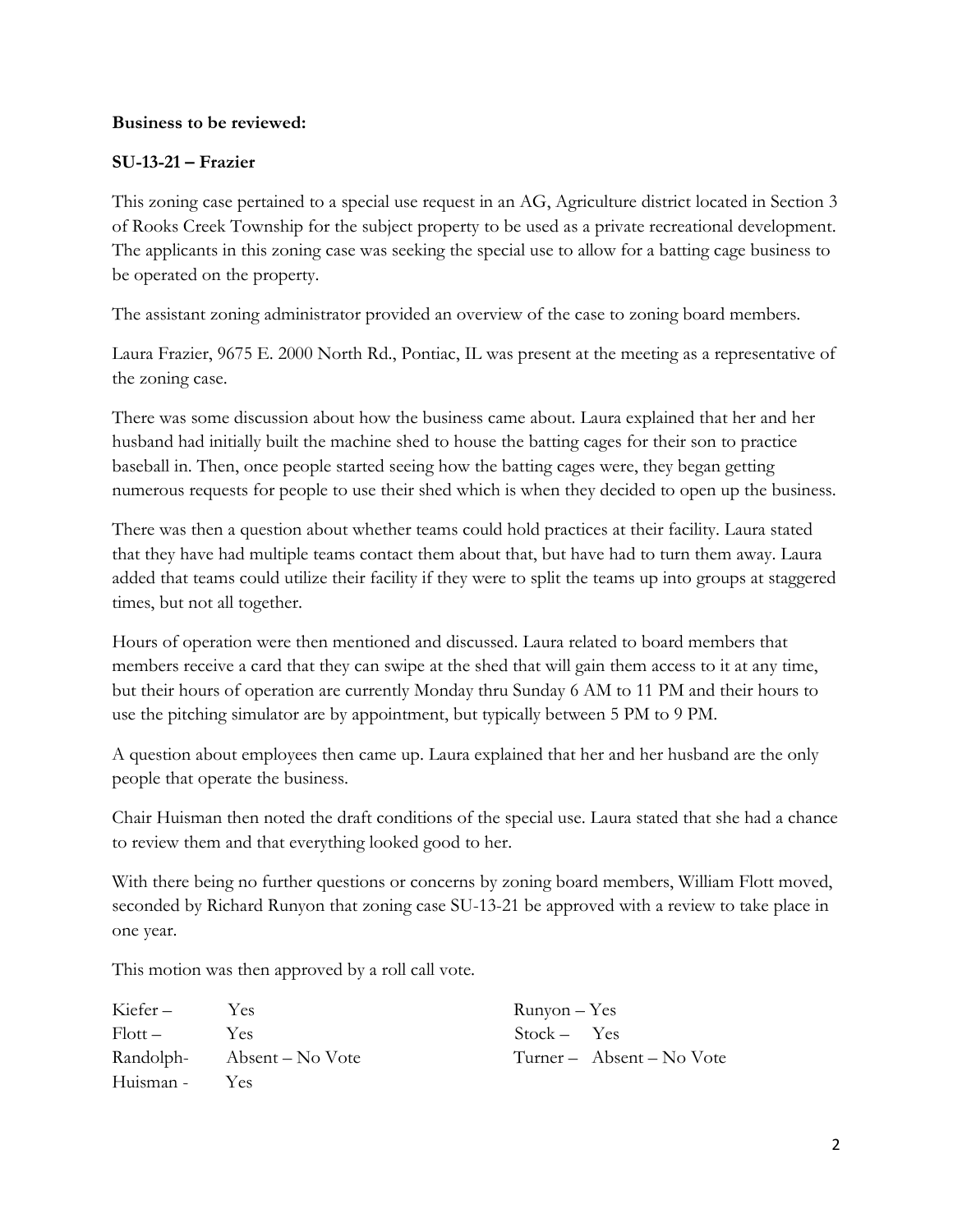**Business to be reviewed:**

**SU-13-21 – Frazier**

This zoning case pertained to a special use request in an AG, Agriculture district located in Section 3 of Rooks Creek Township for the subject property to be used as a private recreational development. The applicants in this zoning case was seeking the special use to allow for a batting cage business to be operated on the property.

The assistant zoning administrator provided an overview of the case to zoning board members.

Laura Frazier, 9675 E. 2000 North Rd., Pontiac, IL was present at the meeting as a representative of the zoning case.

There was some discussion about how the business came about. Laura explained that her and her husband had initially built the machine shed to house the batting cages for their son to practice baseball in. Then, once people started seeing how the batting cages were, they began getting numerous requests for people to use their shed which is when they decided to open up the business.

There was then a question about whether teams could hold practices at their facility. Laura stated that they have had multiple teams contact them about that, but have had to turn them away. Laura added that teams could utilize their facility if they were to split the teams up into groups at staggered times, but not all together.

Hours of operation were then mentioned and discussed. Laura related to board members that members receive a card that they can swipe at the shed that will gain them access to it at any time, but their hours of operation are currently Monday thru Sunday 6 AM to 11 PM and their hours to use the pitching simulator are by appointment, but typically between 5 PM to 9 PM.

A question about employees then came up. Laura explained that her and her husband are the only people that operate the business.

Chair Huisman then noted the draft conditions of the special use. Laura stated that she had a chance to review them and that everything looked good to her.

With there being no further questions or concerns by zoning board members, William Flott moved, seconded by Richard Runyon that zoning case SU-13-21 be approved with a review to take place in one year.

This motion was then approved by a roll call vote.

Kiefer – Yes
Flott – Yes
Randolph- Absent – No Vote
Huisman - Yes
Runyon – Yes
Stock – Yes
Turner – Absent – No Vote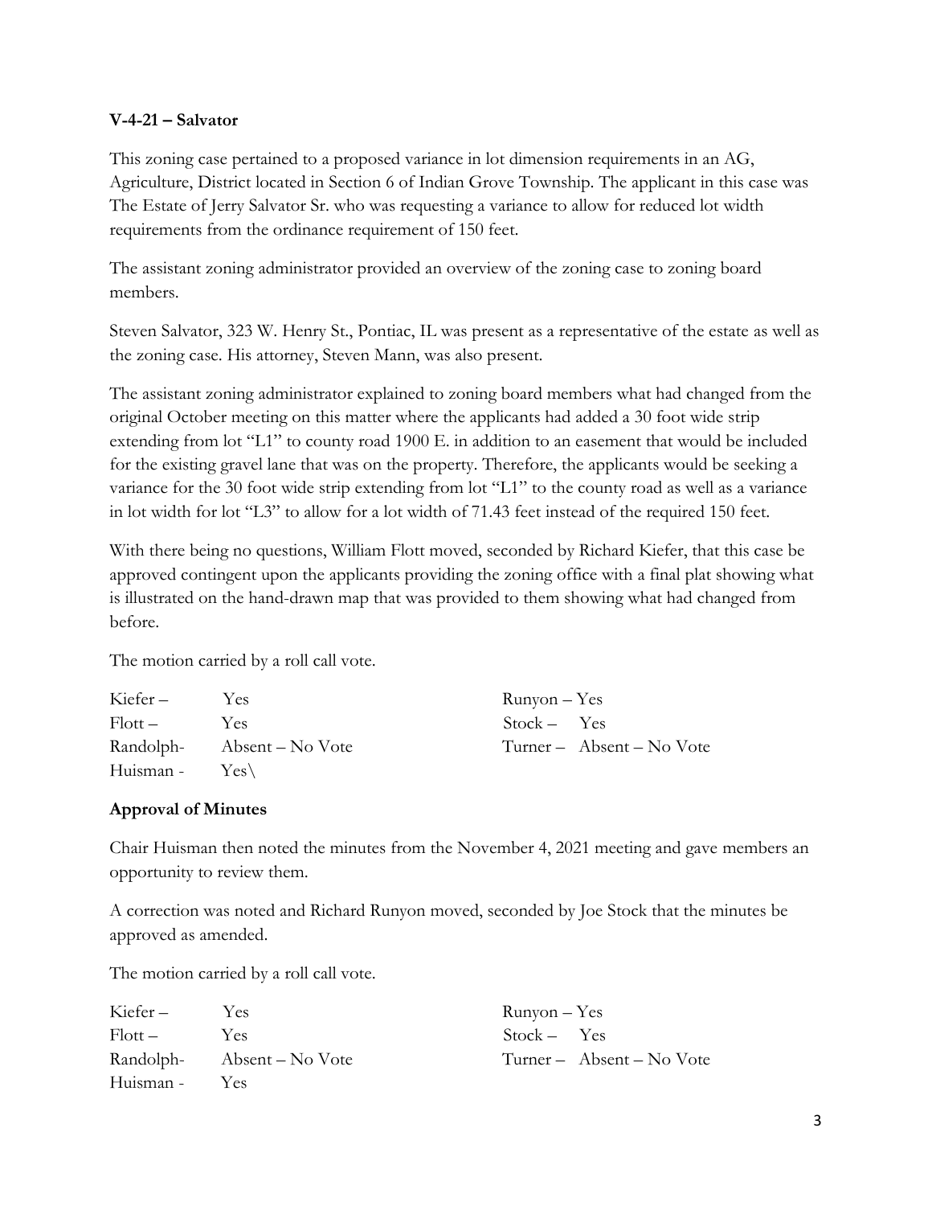**V-4-21 – Salvator**

This zoning case pertained to a proposed variance in lot dimension requirements in an AG, Agriculture, District located in Section 6 of Indian Grove Township. The applicant in this case was The Estate of Jerry Salvator Sr. who was requesting a variance to allow for reduced lot width requirements from the ordinance requirement of 150 feet.

The assistant zoning administrator provided an overview of the zoning case to zoning board members.

Steven Salvator, 323 W. Henry St., Pontiac, IL was present as a representative of the estate as well as the zoning case. His attorney, Steven Mann, was also present.

The assistant zoning administrator explained to zoning board members what had changed from the original October meeting on this matter where the applicants had added a 30 foot wide strip extending from lot "L1" to county road 1900 E. in addition to an easement that would be included for the existing gravel lane that was on the property. Therefore, the applicants would be seeking a variance for the 30 foot wide strip extending from lot "L1" to the county road as well as a variance in lot width for lot "L3" to allow for a lot width of 71.43 feet instead of the required 150 feet.

With there being no questions, William Flott moved, seconded by Richard Kiefer, that this case be approved contingent upon the applicants providing the zoning office with a final plat showing what is illustrated on the hand-drawn map that was provided to them showing what had changed from before.

The motion carried by a roll call vote.

| | | | |
|---|---|---|---|
| Kiefer – | Yes | Runyon – | Yes |
| Flott – | Yes | Stock – | Yes |
| Randolph- | Absent – No Vote | Turner – | Absent – No Vote |
| Huisman - | Yes\ | | |

**Approval of Minutes**

Chair Huisman then noted the minutes from the November 4, 2021 meeting and gave members an opportunity to review them.

A correction was noted and Richard Runyon moved, seconded by Joe Stock that the minutes be approved as amended.

The motion carried by a roll call vote.

| | | | |
|---|---|---|---|
| Kiefer – | Yes | Runyon – | Yes |
| Flott – | Yes | Stock – | Yes |
| Randolph- | Absent – No Vote | Turner – | Absent – No Vote |
| Huisman - | Yes | | |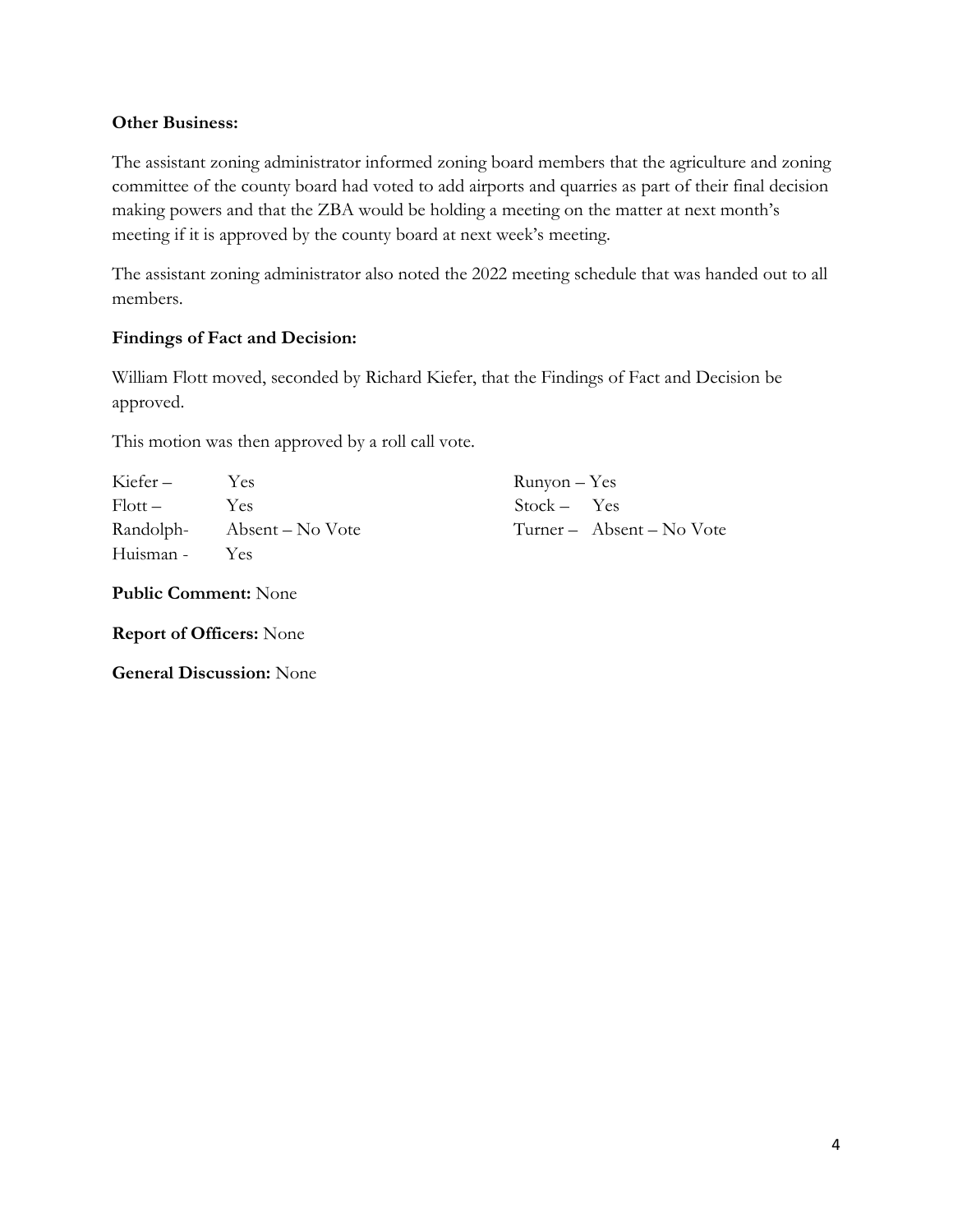**Other Business:**

The assistant zoning administrator informed zoning board members that the agriculture and zoning committee of the county board had voted to add airports and quarries as part of their final decision making powers and that the ZBA would be holding a meeting on the matter at next month's meeting if it is approved by the county board at next week's meeting.

The assistant zoning administrator also noted the 2022 meeting schedule that was handed out to all members.

**Findings of Fact and Decision:**

William Flott moved, seconded by Richard Kiefer, that the Findings of Fact and Decision be approved.

This motion was then approved by a roll call vote.

| | | | |
|---|---|---|---|
| Kiefer – | Yes | Runyon – | Yes |
| Flott – | Yes | Stock – | Yes |
| Randolph- | Absent – No Vote | Turner – | Absent – No Vote |
| Huisman - | Yes | | |

**Public Comment:** None

**Report of Officers:** None

**General Discussion:** None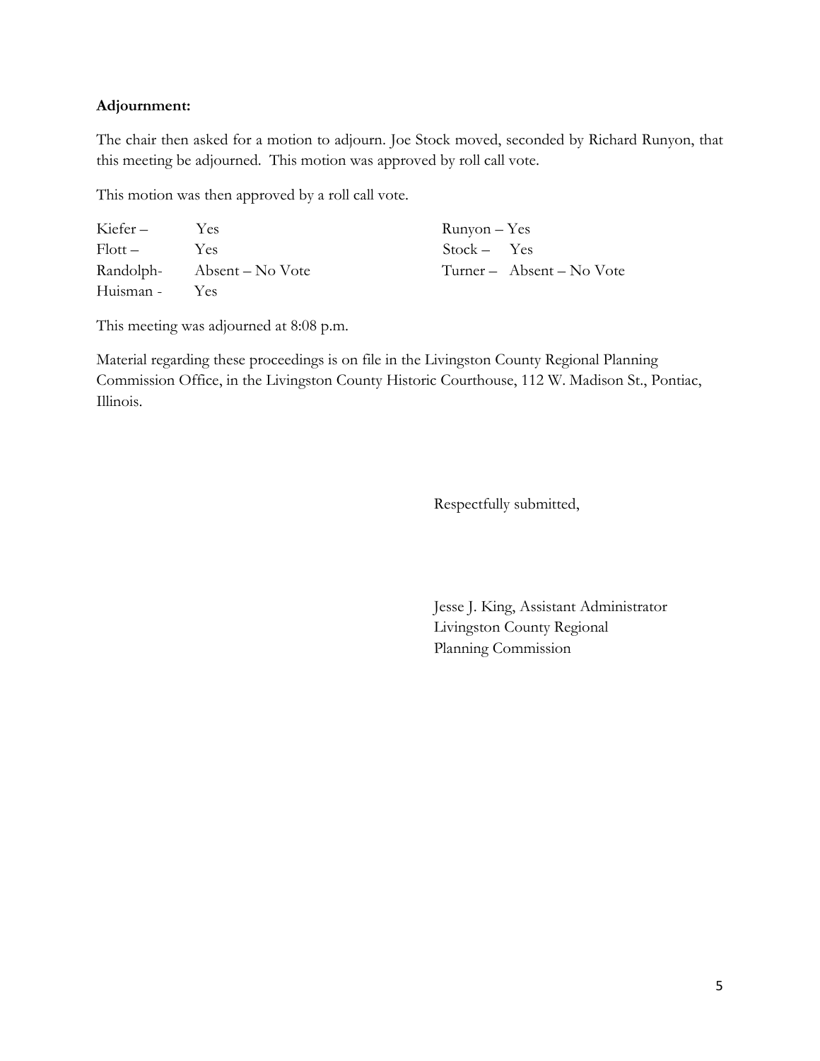**Adjournment:**

The chair then asked for a motion to adjourn. Joe Stock moved, seconded by Richard Runyon, that this meeting be adjourned. This motion was approved by roll call vote.

This motion was then approved by a roll call vote.

| | | | |
|---|---|---|---|
| Kiefer – | Yes | Runyon – Yes | |
| Flott – | Yes | Stock – | Yes |
| Randolph- | Absent – No Vote | Turner – | Absent – No Vote |
| Huisman - | Yes | | |

This meeting was adjourned at 8:08 p.m.

Material regarding these proceedings is on file in the Livingston County Regional Planning Commission Office, in the Livingston County Historic Courthouse, 112 W. Madison St., Pontiac, Illinois.

Respectfully submitted,

Jesse J. King, Assistant Administrator
Livingston County Regional
Planning Commission